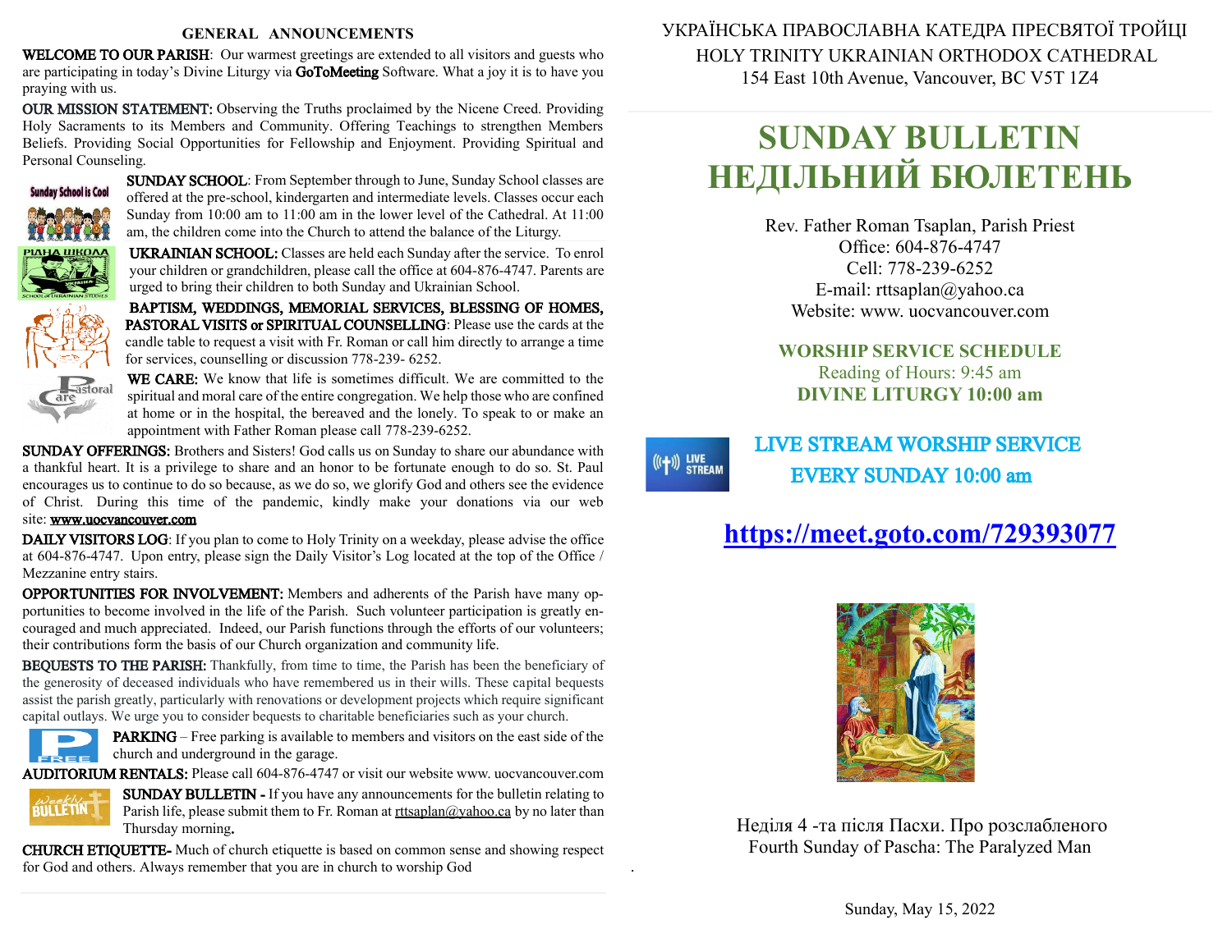## GENERAL ANNOUNCEMENTS

**WELCOME TO OUR PARISH**: Our warmest greetings are extended to all visitors and guests who are participating in today's Divine Liturgy via **GoToMeeting** Software. What a joy it is to have you praying with us.

**OUR MISSION STATEMENT:** Observing the Truths proclaimed by the Nicene Creed. Providing Holy Sacraments to its Members and Community. Offering Teachings to strengthen Members Beliefs. Providing Social Opportunities for Fellowship and Enjoyment. Providing Spiritual and Personal Counseling.

**SUNDAY SCHOOL**: From September through to June, Sunday School classes are offered at the pre-school, kindergarten and intermediate levels. Classes occur each Sunday from 10:00 am to 11:00 am in the lower level of the Cathedral. At 11:00 am, the children come into the Church to attend the balance of the Liturgy.

**UKRAINIAN SCHOOL:** Classes are held each Sunday after the service. To enrol your children or grandchildren, please call the office at 604-876-4747. Parents are urged to bring their children to both Sunday and Ukrainian School.

**BAPTISM, WEDDINGS, MEMORIAL SERVICES, BLESSING OF HOMES, PASTORAL VISITS or SPIRITUAL COUNSELLING**: Please use the cards at the candle table to request a visit with Fr. Roman or call him directly to arrange a time for services, counselling or discussion 778-239- 6252.

**WE CARE:** We know that life is sometimes difficult. We are committed to the spiritual and moral care of the entire congregation. We help those who are confined at home or in the hospital, the bereaved and the lonely. To speak to or make an appointment with Father Roman please call 778-239-6252.

**SUNDAY OFFERINGS:** Brothers and Sisters! God calls us on Sunday to share our abundance with a thankful heart. It is a privilege to share and an honor to be fortunate enough to do so. St. Paul encourages us to continue to do so because, as we do so, we glorify God and others see the evidence of Christ. During this time of the pandemic, kindly make your donations via our web site: www.uocvancouver.com

**DAILY VISITORS LOG**: If you plan to come to Holy Trinity on a weekday, please advise the office at 604-876-4747. Upon entry, please sign the Daily Visitor's Log located at the top of the Office / Mezzanine entry stairs.

**OPPORTUNITIES FOR INVOLVEMENT:** Members and adherents of the Parish have many opportunities to become involved in the life of the Parish. Such volunteer participation is greatly encouraged and much appreciated. Indeed, our Parish functions through the efforts of our volunteers; their contributions form the basis of our Church organization and community life.

**BEQUESTS TO THE PARISH:** Thankfully, from time to time, the Parish has been the beneficiary of the generosity of deceased individuals who have remembered us in their wills. These capital bequests assist the parish greatly, particularly with renovations or development projects which require significant capital outlays. We urge you to consider bequests to charitable beneficiaries such as your church.

**PARKING** – Free parking is available to members and visitors on the east side of the church and underground in the garage.

**AUDITORIUM RENTALS:** Please call 604-876-4747 or visit our website www. uocvancouver.com

**SUNDAY BULLETIN -** If you have any announcements for the bulletin relating to Parish life, please submit them to Fr. Roman at rttsaplan@yahoo.ca by no later than Thursday morning**.**

**CHURCH ETIQUETTE-** Much of church etiquette is based on common sense and showing respect for God and others. Always remember that you are in church to worship God

УКРАЇНСЬКА ПРАВОСЛАВНА КАТЕДРА ПРЕСВЯТОЇ ТРОЙЦІ

HOLY TRINITY UKRAINIAN ORTHODOX CATHEDRAL

154 East 10th Avenue, Vancouver, BC V5T 1Z4

# SUNDAY BULLETIN
# НЕДІЛЬНИЙ БЮЛЕТЕНЬ

Rev. Father Roman Tsaplan, Parish Priest
Office: 604-876-4747
Cell: 778-239-6252
E-mail: rttsaplan@yahoo.ca
Website: www. uocvancouver.com

**WORSHIP SERVICE SCHEDULE**

Reading of Hours: 9:45 am

**DIVINE LITURGY 10:00 am**

**LIVE STREAM WORSHIP SERVICE**
**EVERY SUNDAY 10:00 am**

**https://meet.goto.com/729393077**

Неділя 4 -та після Пасхи. Про розслабленого

Fourth Sunday of Pascha: The Paralyzed Man

Sunday, May 15, 2022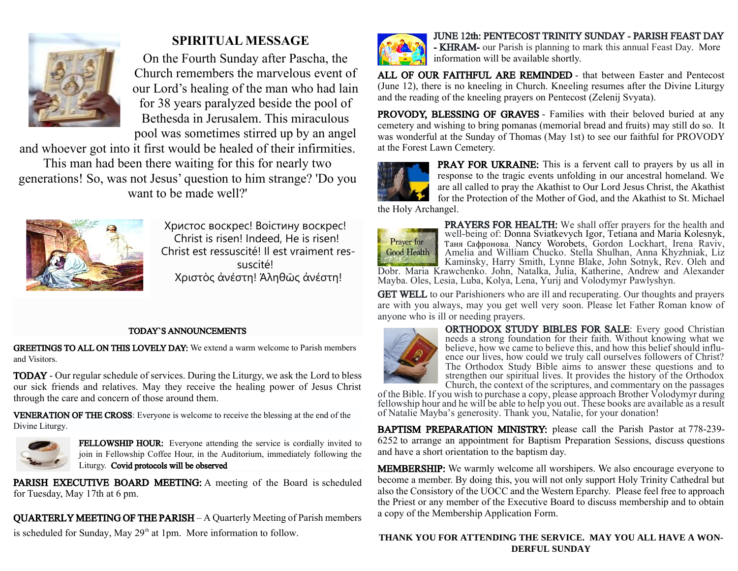## SPIRITUAL MESSAGE

On the Fourth Sunday after Pascha, the Church remembers the marvelous event of our Lord's healing of the man who had lain for 38 years paralyzed beside the pool of Bethesda in Jerusalem. This miraculous pool was sometimes stirred up by an angel and whoever got into it first would be healed of their infirmities. This man had been there waiting for this for nearly two generations! So, was not Jesus' question to him strange? 'Do you want to be made well?'

Христос воскрес! Воістину воскрес!
Christ is risen! Indeed, He is risen!
Christ est ressuscité! Il est vraiment ressuscité!
Χριστὸς ἀνέστη! Ἀληθῶς ἀνέστη!

### TODAY`S ANNOUNCEMENTS

**GREETINGS TO ALL ON THIS LOVELY DAY:** We extend a warm welcome to Parish members and Visitors.

**TODAY** - Our regular schedule of services. During the Liturgy, we ask the Lord to bless our sick friends and relatives. May they receive the healing power of Jesus Christ through the care and concern of those around them.

**VENERATION OF THE CROSS**: Everyone is welcome to receive the blessing at the end of the Divine Liturgy.

**FELLOWSHIP HOUR:** Everyone attending the service is cordially invited to join in Fellowship Coffee Hour, in the Auditorium, immediately following the Liturgy. **Covid protocols will be observed**

**PARISH EXECUTIVE BOARD MEETING:** A meeting of the Board is scheduled for Tuesday, May 17th at 6 pm.

**QUARTERLY MEETING OF THE PARISH** – A Quarterly Meeting of Parish members is scheduled for Sunday, May 29th at 1pm. More information to follow.

**JUNE 12th: PENTECOST TRINITY SUNDAY - PARISH FEAST DAY - KHRAM-** our Parish is planning to mark this annual Feast Day. More information will be available shortly.

**ALL OF OUR FAITHFUL ARE REMINDED** - that between Easter and Pentecost (June 12), there is no kneeling in Church. Kneeling resumes after the Divine Liturgy and the reading of the kneeling prayers on Pentecost (Zelenij Svyata).

**PROVODY, BLESSING OF GRAVES** - Families with their beloved buried at any cemetery and wishing to bring pomanas (memorial bread and fruits) may still do so. It was wonderful at the Sunday of Thomas (May 1st) to see our faithful for PROVODY at the Forest Lawn Cemetery.

**PRAY FOR UKRAINE:** This is a fervent call to prayers by us all in response to the tragic events unfolding in our ancestral homeland. We are all called to pray the Akathist to Our Lord Jesus Christ, the Akathist for the Protection of the Mother of God, and the Akathist to St. Michael the Holy Archangel.

Prayer for Good Health

**PRAYERS FOR HEALTH:** We shall offer prayers for the health and well-being of: Donna Sviatkevych Igor, Tetiana and Maria Kolesnyk, Таня Сафронова, Nancy Worobets, Gordon Lockhart, Irena Raviv, Amelia and William Chucko. Stella Shulhan, Anna Khyzhniak, Liz Kaminsky, Harry Smith, Lynne Blake, John Sotnyk, Rev. Oleh and Dobr. Maria Krawchenko. John, Natalka, Julia, Katherine, Andrew and Alexander Mayba. Oles, Lesia, Luba, Kolya, Lena, Yurij and Volodymyr Pawlyshyn.

**GET WELL** to our Parishioners who are ill and recuperating. Our thoughts and prayers are with you always, may you get well very soon. Please let Father Roman know of anyone who is ill or needing prayers.

**ORTHODOX STUDY BIBLES FOR SALE**: Every good Christian needs a strong foundation for their faith. Without knowing what we believe, how we came to believe this, and how this belief should influence our lives, how could we truly call ourselves followers of Christ? The Orthodox Study Bible aims to answer these questions and to strengthen our spiritual lives. It provides the history of the Orthodox Church, the context of the scriptures, and commentary on the passages of the Bible. If you wish to purchase a copy, please approach Brother Volodymyr during fellowship hour and he will be able to help you out. These books are available as a result of Natalie Mayba's generosity. Thank you, Natalie, for your donation!

**BAPTISM PREPARATION MINISTRY:** please call the Parish Pastor at 778-239-6252 to arrange an appointment for Baptism Preparation Sessions, discuss questions and have a short orientation to the baptism day.

**MEMBERSHIP:** We warmly welcome all worshipers. We also encourage everyone to become a member. By doing this, you will not only support Holy Trinity Cathedral but also the Consistory of the UOCC and the Western Eparchy. Please feel free to approach the Priest or any member of the Executive Board to discuss membership and to obtain a copy of the Membership Application Form.

**THANK YOU FOR ATTENDING THE SERVICE. MAY YOU ALL HAVE A WONDERFUL SUNDAY**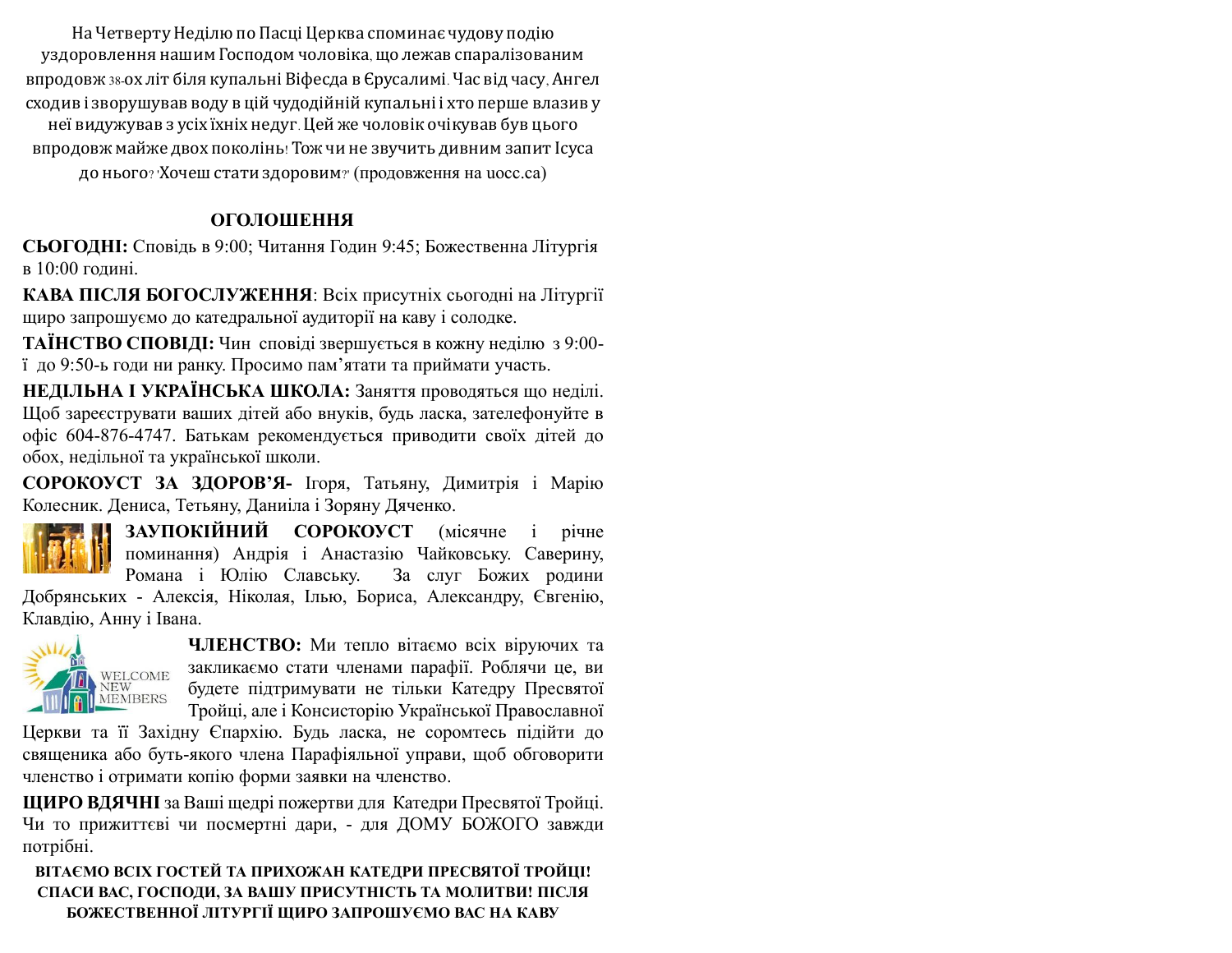На Четверту Неділю по Пасці Церква споминає чудову подію уздоровлення нашим Господом чоловіка, що лежав спаралізованим впродовж 38-ох літ біля купальні Віфесда в Єрусалимі. Час від часу, Ангел сходив і зворушував воду в цій чудодійній купальні і хто перше влазив у неї видужував з усіх їхніх недуг. Цей же чоловік очікував був цього впродовж майже двох поколінь! Тож чи не звучить дивним запит Ісуса до нього? 'Хочеш стати здоровим?' (продовження на uocc.ca)

## ОГОЛОШЕННЯ

**СЬОГОДНІ:** Сповідь в 9:00; Читання Годин 9:45; Божественна Літургія в 10:00 годині.

**КАВА ПІСЛЯ БОГОСЛУЖЕННЯ**: Всіх присутніх сьогодні на Літургії щиро запрошуємо до катедральної аудиторії на каву і солодке.

**ТАЇНСТВО СПОВІДІ:** Чин сповіді звершується в кожну неділю з 9:00-ї до 9:50-ь годи ни ранку. Просимо пам'ятати та приймати участь.

**НЕДІЛЬНА І УКРАЇНСЬКА ШКОЛА:** Заняття проводяться що неділі. Щоб зареєструвати ваших дітей або внуків, будь ласка, зателефонуйте в офіс 604-876-4747. Батькам рекомендується приводити своїх дітей до обох, недільної та української школи.

**СОРОКОУСТ ЗА ЗДОРОВ'Я-** Ігоря, Татьяну, Димитрія і Марію Колесник. Дениса, Тетьяну, Даниіла і Зоряну Дяченко.

**ЗАУПОКІЙНИЙ СОРОКОУСТ** (місячне і річне поминання) Андрія і Анастазію Чайковську. Саверину, Романа і Юлію Славську. За слуг Божих родини Добрянських - Алексія, Ніколая, Ілью, Бориса, Александру, Євгенію, Клавдію, Анну і Івана.

**ЧЛЕНСТВО:** Ми тепло вітаємо всіх віруючих та закликаємо стати членами парафії. Роблячи це, ви будете підтримувати не тільки Катедру Пресвятої Тройці, але і Консисторію Української Православної Церкви та її Західну Єпархію. Будь ласка, не соромтесь підійти до священика або буть-якого члена Парафіяльної управи, щоб обговорити членство і отримати копію форми заявки на членство.

**ЩИРО ВДЯЧНІ** за Ваші щедрі пожертви для Катедри Пресвятої Тройці. Чи то прижиттєві чи посмертні дари, - для ДОМУ БОЖОГО завжди потрібні.

**ВІТАЄМО ВСІХ ГОСТЕЙ ТА ПРИХОЖАН КАТЕДРИ ПРЕСВЯТОЇ ТРОЙЦІ! СПАСИ ВАС, ГОСПОДИ, ЗА ВАШУ ПРИСУТНІСТЬ ТА МОЛИТВИ! ПІСЛЯ БОЖЕСТВЕННОЇ ЛІТУРГІЇ ЩИРО ЗАПРОШУЄМО ВАС НА КАВУ**